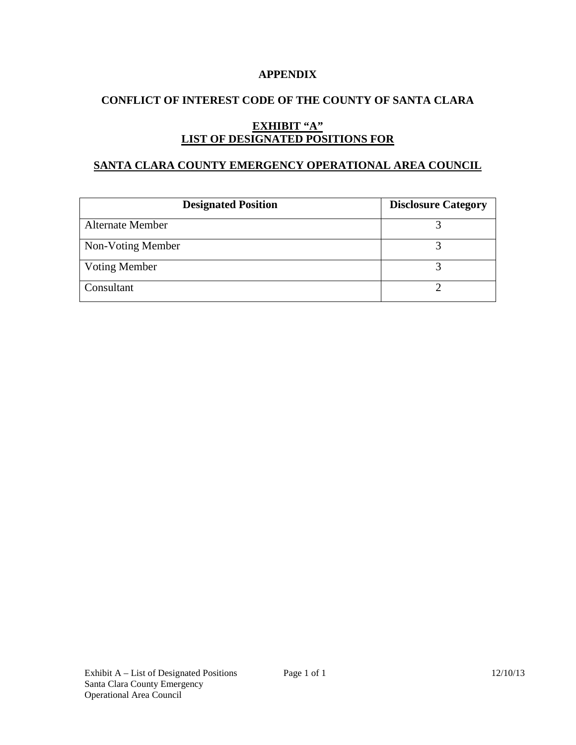# APPENDIX

## CONFLICT OF INTEREST CODE OF THE COUNTY OF SANTA CLARA

## EXHIBIT "A"
## LIST OF DESIGNATED POSITIONS FOR

## SANTA CLARA COUNTY EMERGENCY OPERATIONAL AREA COUNCIL

| Designated Position | Disclosure Category |
|---|---|
| Alternate Member | 3 |
| Non-Voting Member | 3 |
| Voting Member | 3 |
| Consultant | 2 |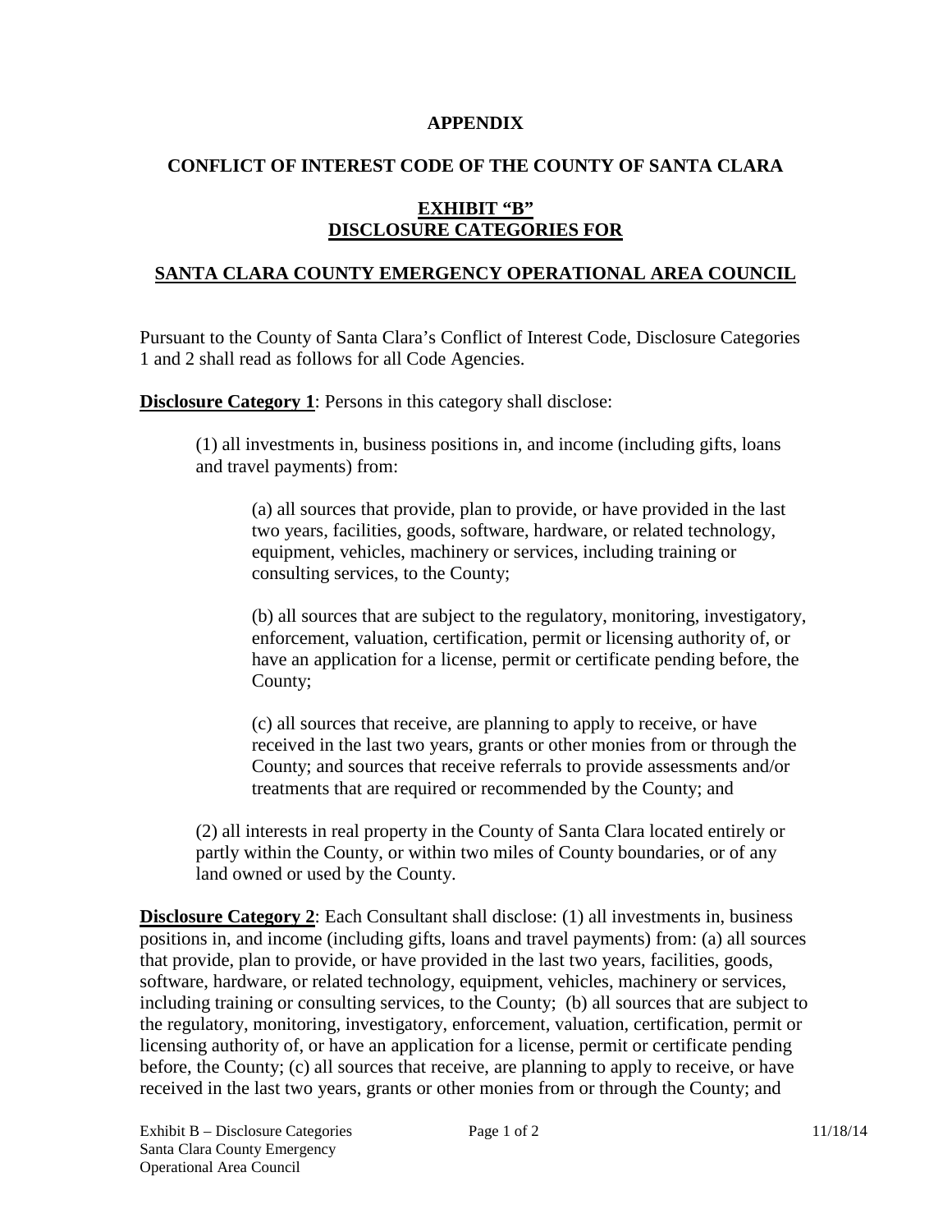**APPENDIX**

**CONFLICT OF INTEREST CODE OF THE COUNTY OF SANTA CLARA**

**EXHIBIT "B"**
**DISCLOSURE CATEGORIES FOR**

**SANTA CLARA COUNTY EMERGENCY OPERATIONAL AREA COUNCIL**

Pursuant to the County of Santa Clara's Conflict of Interest Code, Disclosure Categories 1 and 2 shall read as follows for all Code Agencies.

**Disclosure Category 1**: Persons in this category shall disclose:

> (1) all investments in, business positions in, and income (including gifts, loans and travel payments) from:
>
> > (a) all sources that provide, plan to provide, or have provided in the last two years, facilities, goods, software, hardware, or related technology, equipment, vehicles, machinery or services, including training or consulting services, to the County;
> >
> > (b) all sources that are subject to the regulatory, monitoring, investigatory, enforcement, valuation, certification, permit or licensing authority of, or have an application for a license, permit or certificate pending before, the County;
> >
> > (c) all sources that receive, are planning to apply to receive, or have received in the last two years, grants or other monies from or through the County; and sources that receive referrals to provide assessments and/or treatments that are required or recommended by the County; and
>
> (2) all interests in real property in the County of Santa Clara located entirely or partly within the County, or within two miles of County boundaries, or of any land owned or used by the County.

**Disclosure Category 2**: Each Consultant shall disclose: (1) all investments in, business positions in, and income (including gifts, loans and travel payments) from: (a) all sources that provide, plan to provide, or have provided in the last two years, facilities, goods, software, hardware, or related technology, equipment, vehicles, machinery or services, including training or consulting services, to the County; (b) all sources that are subject to the regulatory, monitoring, investigatory, enforcement, valuation, certification, permit or licensing authority of, or have an application for a license, permit or certificate pending before, the County; (c) all sources that receive, are planning to apply to receive, or have received in the last two years, grants or other monies from or through the County; and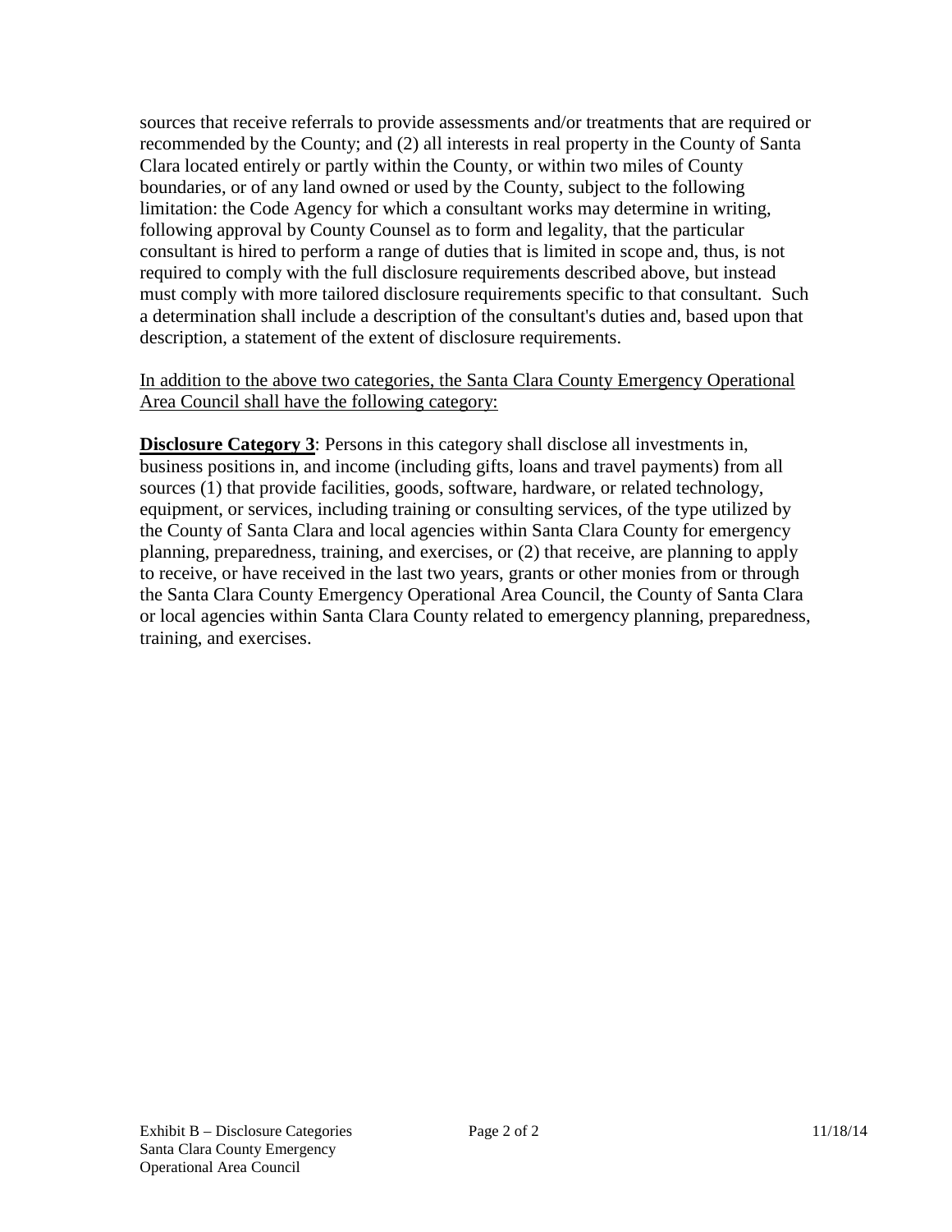sources that receive referrals to provide assessments and/or treatments that are required or recommended by the County; and (2) all interests in real property in the County of Santa Clara located entirely or partly within the County, or within two miles of County boundaries, or of any land owned or used by the County, subject to the following limitation: the Code Agency for which a consultant works may determine in writing, following approval by County Counsel as to form and legality, that the particular consultant is hired to perform a range of duties that is limited in scope and, thus, is not required to comply with the full disclosure requirements described above, but instead must comply with more tailored disclosure requirements specific to that consultant. Such a determination shall include a description of the consultant's duties and, based upon that description, a statement of the extent of disclosure requirements.

<u>In addition to the above two categories, the Santa Clara County Emergency Operational Area Council shall have the following category:</u>

**<u>Disclosure Category 3</u>**: Persons in this category shall disclose all investments in, business positions in, and income (including gifts, loans and travel payments) from all sources (1) that provide facilities, goods, software, hardware, or related technology, equipment, or services, including training or consulting services, of the type utilized by the County of Santa Clara and local agencies within Santa Clara County for emergency planning, preparedness, training, and exercises, or (2) that receive, are planning to apply to receive, or have received in the last two years, grants or other monies from or through the Santa Clara County Emergency Operational Area Council, the County of Santa Clara or local agencies within Santa Clara County related to emergency planning, preparedness, training, and exercises.